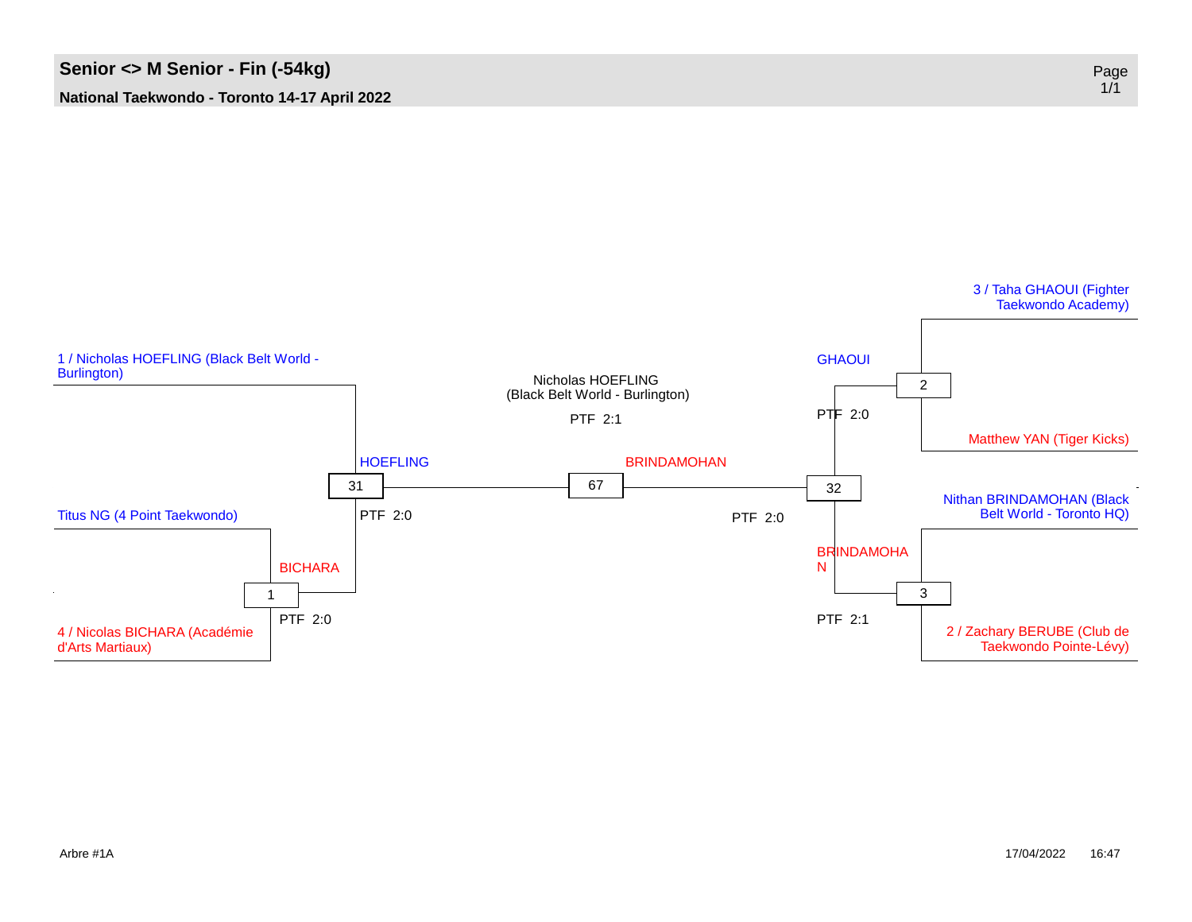# Senior <> M Senior - Fin (-54kg)

**National Taekwondo - Toronto 14-17 April 2022**

1 / Nicholas HOEFLING (Black Belt World - Burlington)

Titus NG (4 Point Taekwondo)

4 / Nicolas BICHARA (Académie d'Arts Martiaux)

Match 1: BICHARA — PTF 2:0

Match 31: HOEFLING — PTF 2:0

3 / Taha GHAOUI (Fighter Taekwondo Academy)

Matthew YAN (Tiger Kicks)

Match 2: GHAOUI — PTF 2:0

Nithan BRINDAMOHAN (Black Belt World - Toronto HQ)

2 / Zachary BERUBE (Club de Taekwondo Pointe-Lévy)

Match 3: BRINDAMOHAN — PTF 2:1

Match 32: BRINDAMOHAN — PTF 2:0

Match 67: HOEFLING vs BRINDAMOHAN

Nicholas HOEFLING (Black Belt World - Burlington)

PTF 2:1

Arbre #1A

17/04/2022 16:47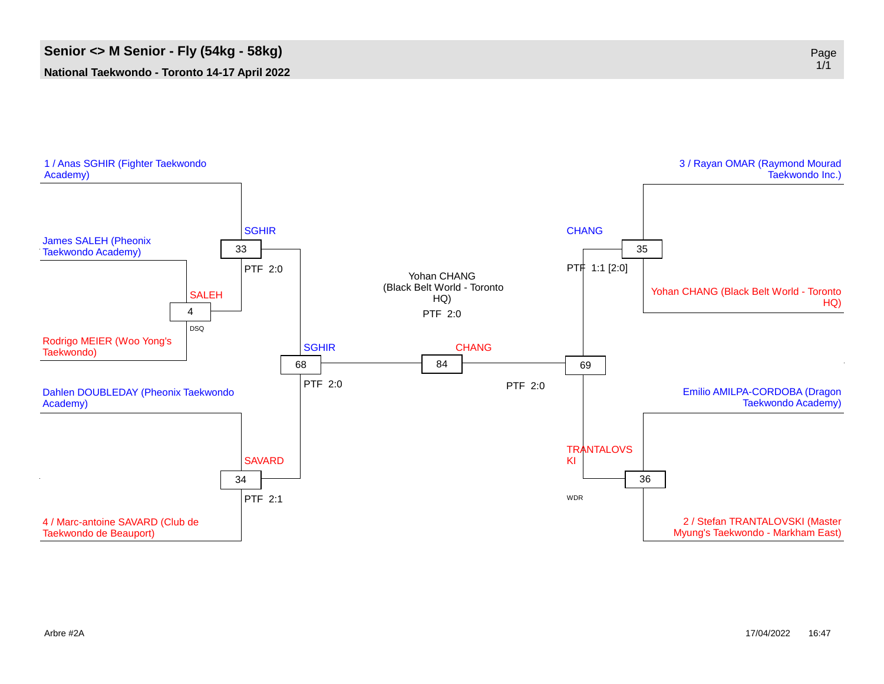# Senior <> M Senior - Fly (54kg - 58kg)

**National Taekwondo - Toronto 14-17 April 2022**

1 / Anas SGHIR (Fighter Taekwondo Academy)

James SALEH (Pheonix Taekwondo Academy)

Rodrigo MEIER (Woo Yong's Taekwondo)

Dahlen DOUBLEDAY (Pheonix Taekwondo Academy)

4 / Marc-antoine SAVARD (Club de Taekwondo de Beauport)

3 / Rayan OMAR (Raymond Mourad Taekwondo Inc.)

Yohan CHANG (Black Belt World - Toronto HQ)

Emilio AMILPA-CORDOBA (Dragon Taekwondo Academy)

2 / Stefan TRANTALOVSKI (Master Myung's Taekwondo - Markham East)

| Match | Winner | Result |
|---|---|---|
| 4 | SALEH | DSQ |
| 33 | SGHIR | PTF 2:0 |
| 34 | SAVARD | PTF 2:1 |
| 35 | CHANG | PTF 1:1 [2:0] |
| 36 | TRANTALOVSKI | WDR |
| 68 | SGHIR | PTF 2:0 |
| 69 | CHANG | PTF 2:0 |
| 84 | CHANG | PTF 2:0 |

Yohan CHANG (Black Belt World - Toronto HQ)
PTF 2:0

Arbre #2A

17/04/2022 16:47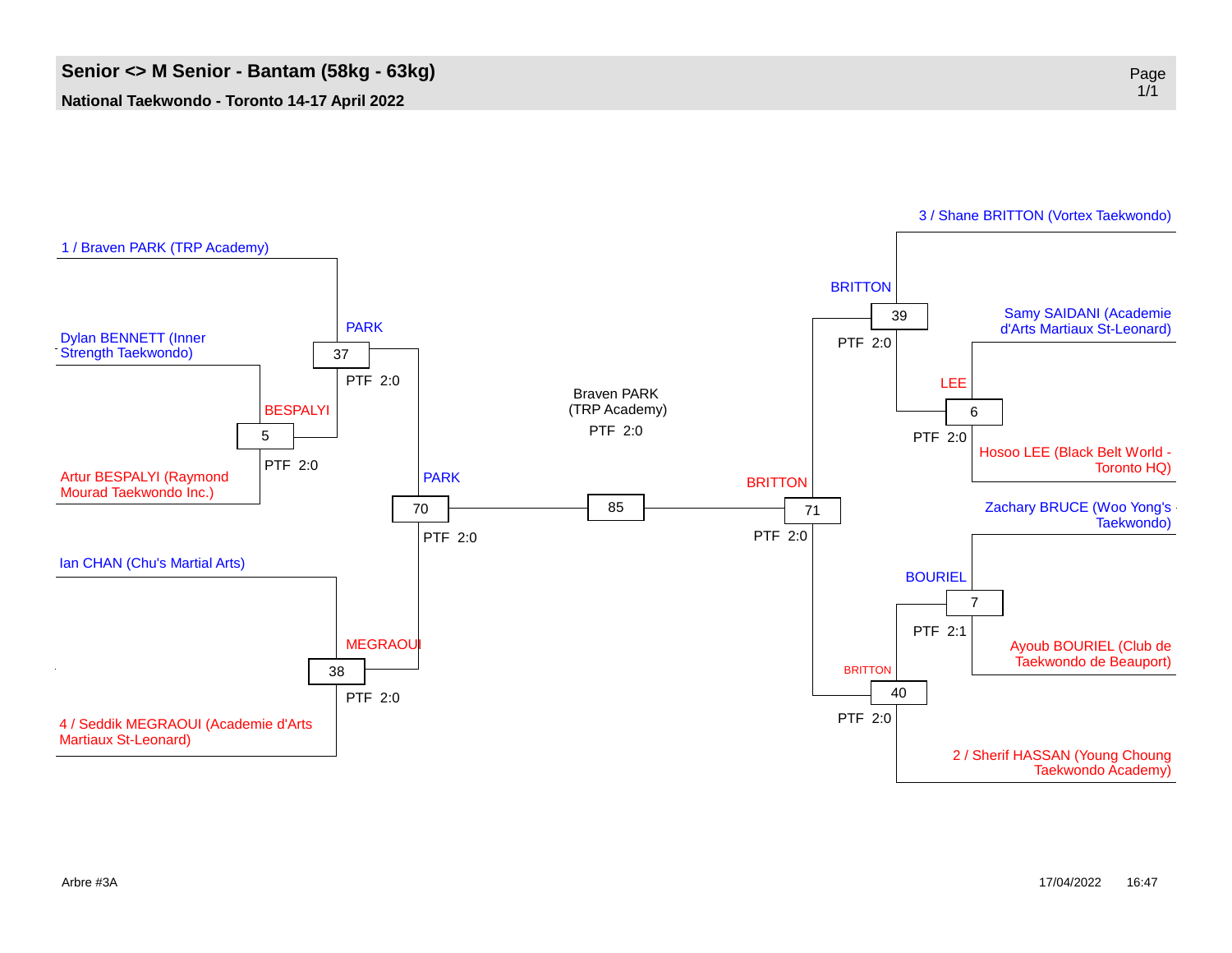# Senior <> M Senior - Bantam (58kg - 63kg)

**National Taekwondo - Toronto 14-17 April 2022**

| Match | Blue | Red | Winner | Result |
|---|---|---|---|---|
| 5 | Dylan BENNETT (Inner Strength Taekwondo) | Artur BESPALYI (Raymond Mourad Taekwondo Inc.) | BESPALYI | PTF 2:0 |
| 37 | 1 / Braven PARK (TRP Academy) | BESPALYI | PARK | PTF 2:0 |
| 38 | Ian CHAN (Chu's Martial Arts) | 4 / Seddik MEGRAOUI (Academie d'Arts Martiaux St-Leonard) | MEGRAOUI | PTF 2:0 |
| 70 | PARK | MEGRAOUI | PARK | PTF 2:0 |
| 6 | Samy SAIDANI (Academie d'Arts Martiaux St-Leonard) | Hosoo LEE (Black Belt World - Toronto HQ) | LEE | PTF 2:0 |
| 39 | 3 / Shane BRITTON (Vortex Taekwondo) | LEE | BRITTON | PTF 2:0 |
| 7 | Zachary BRUCE (Woo Yong's Taekwondo) | Ayoub BOURIEL (Club de Taekwondo de Beauport) | BOURIEL | PTF 2:1 |
| 40 | BOURIEL | 2 / Sherif HASSAN (Young Choung Taekwondo Academy) | BRITTON | PTF 2:0 |
| 71 | BRITTON | BRITTON | BRITTON | PTF 2:0 |
| 85 | PARK | BRITTON | Braven PARK (TRP Academy) | PTF 2:0 |

Arbre #3A

17/04/2022 16:47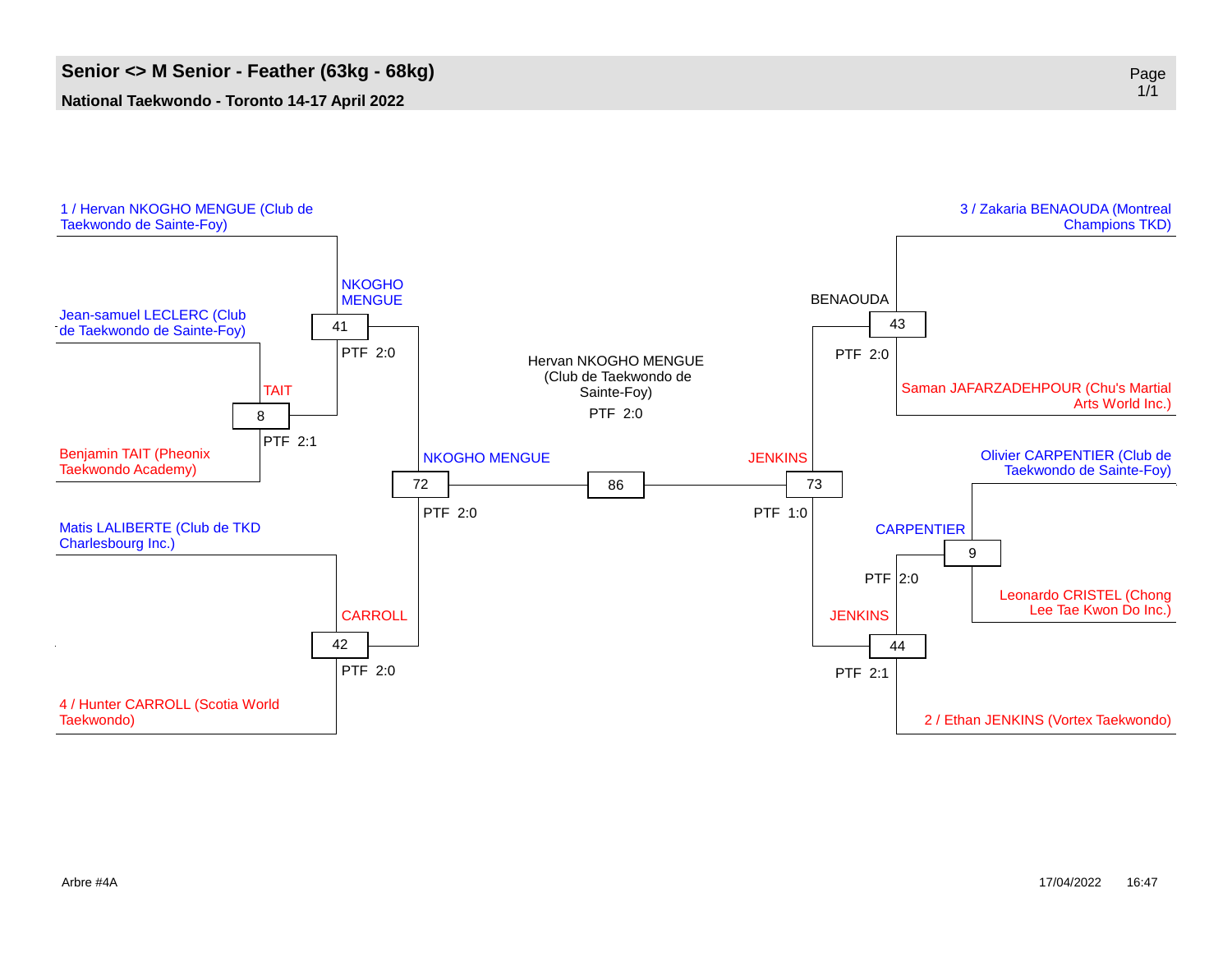# Senior <> M Senior - Feather (63kg - 68kg)

**National Taekwondo - Toronto 14-17 April 2022**

1 / Hervan NKOGHO MENGUE (Club de Taekwondo de Sainte-Foy)

Jean-samuel LECLERC (Club de Taekwondo de Sainte-Foy)

Benjamin TAIT (Pheonix Taekwondo Academy)

Matis LALIBERTE (Club de TKD Charlesbourg Inc.)

4 / Hunter CARROLL (Scotia World Taekwondo)

3 / Zakaria BENAOUDA (Montreal Champions TKD)

Saman JAFARZADEHPOUR (Chu's Martial Arts World Inc.)

Olivier CARPENTIER (Club de Taekwondo de Sainte-Foy)

Leonardo CRISTEL (Chong Lee Tae Kwon Do Inc.)

2 / Ethan JENKINS (Vortex Taekwondo)

| Match | Winner | Result |
|---|---|---|
| 8 | TAIT | PTF 2:1 |
| 41 | NKOGHO MENGUE | PTF 2:0 |
| 42 | CARROLL | PTF 2:0 |
| 72 | NKOGHO MENGUE | PTF 2:0 |
| 43 | BENAOUDA | PTF 2:0 |
| 9 | CARPENTIER | PTF 2:0 |
| 44 | JENKINS | PTF 2:1 |
| 73 | JENKINS | PTF 1:0 |
| 86 | Hervan NKOGHO MENGUE (Club de Taekwondo de Sainte-Foy) | PTF 2:0 |

Arbre #4A

17/04/2022 16:47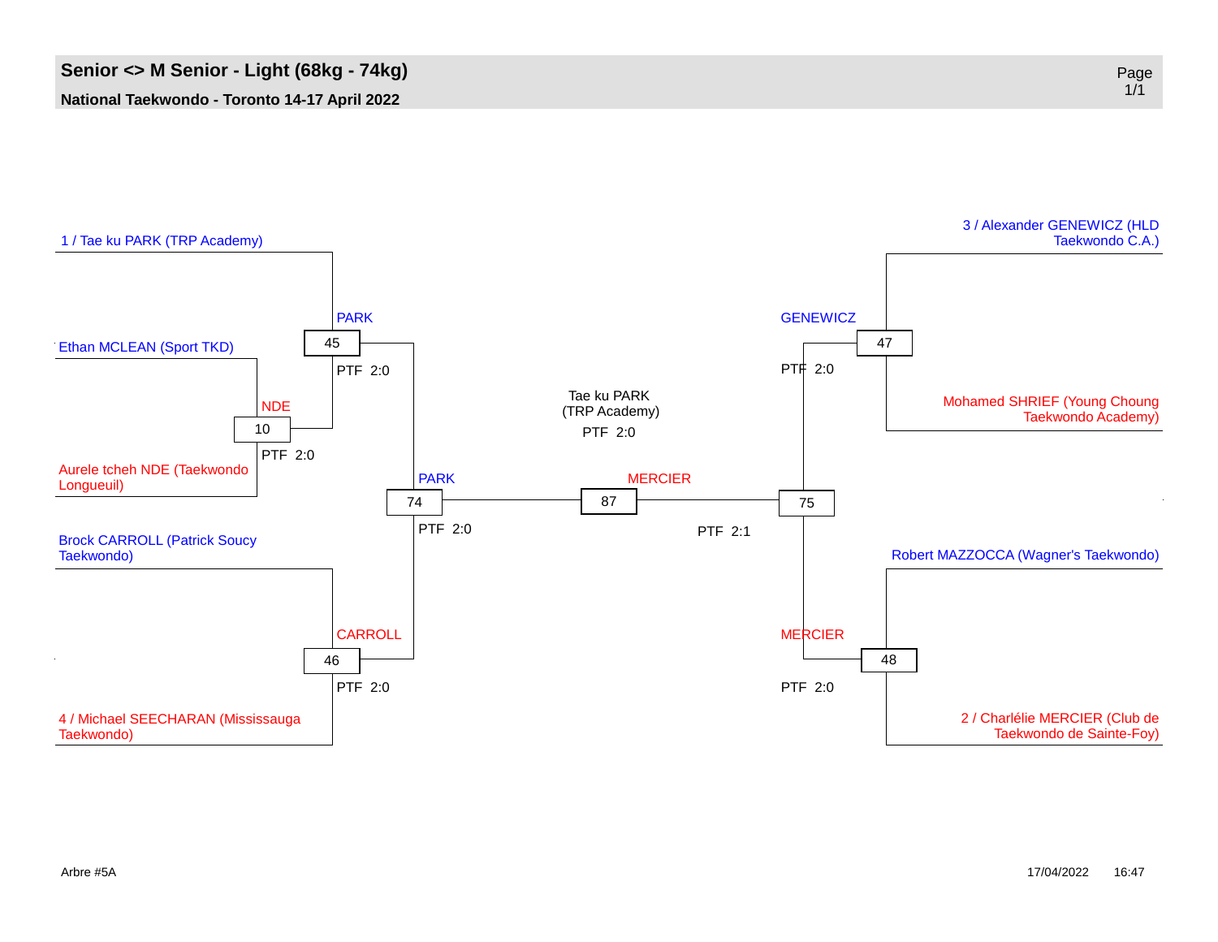# Senior <> M Senior - Light (68kg - 74kg)

**National Taekwondo - Toronto 14-17 April 2022**

1 / Tae ku PARK (TRP Academy)

Ethan MCLEAN (Sport TKD)

Aurele tcheh NDE (Taekwondo Longueuil)

Brock CARROLL (Patrick Soucy Taekwondo)

4 / Michael SEECHARAN (Mississauga Taekwondo)

3 / Alexander GENEWICZ (HLD Taekwondo C.A.)

Mohamed SHRIEF (Young Choung Taekwondo Academy)

Robert MAZZOCCA (Wagner's Taekwondo)

2 / Charlélie MERCIER (Club de Taekwondo de Sainte-Foy)

| Match | Winner | Score |
|---|---|---|
| 10 | NDE | PTF 2:0 |
| 45 | PARK | PTF 2:0 |
| 46 | CARROLL | PTF 2:0 |
| 47 | GENEWICZ | PTF 2:0 |
| 48 | MERCIER | PTF 2:0 |
| 74 | PARK | PTF 2:0 |
| 75 | MERCIER | PTF 2:1 |
| 87 | Tae ku PARK (TRP Academy) | PTF 2:0 |

Arbre #5A

17/04/2022 16:47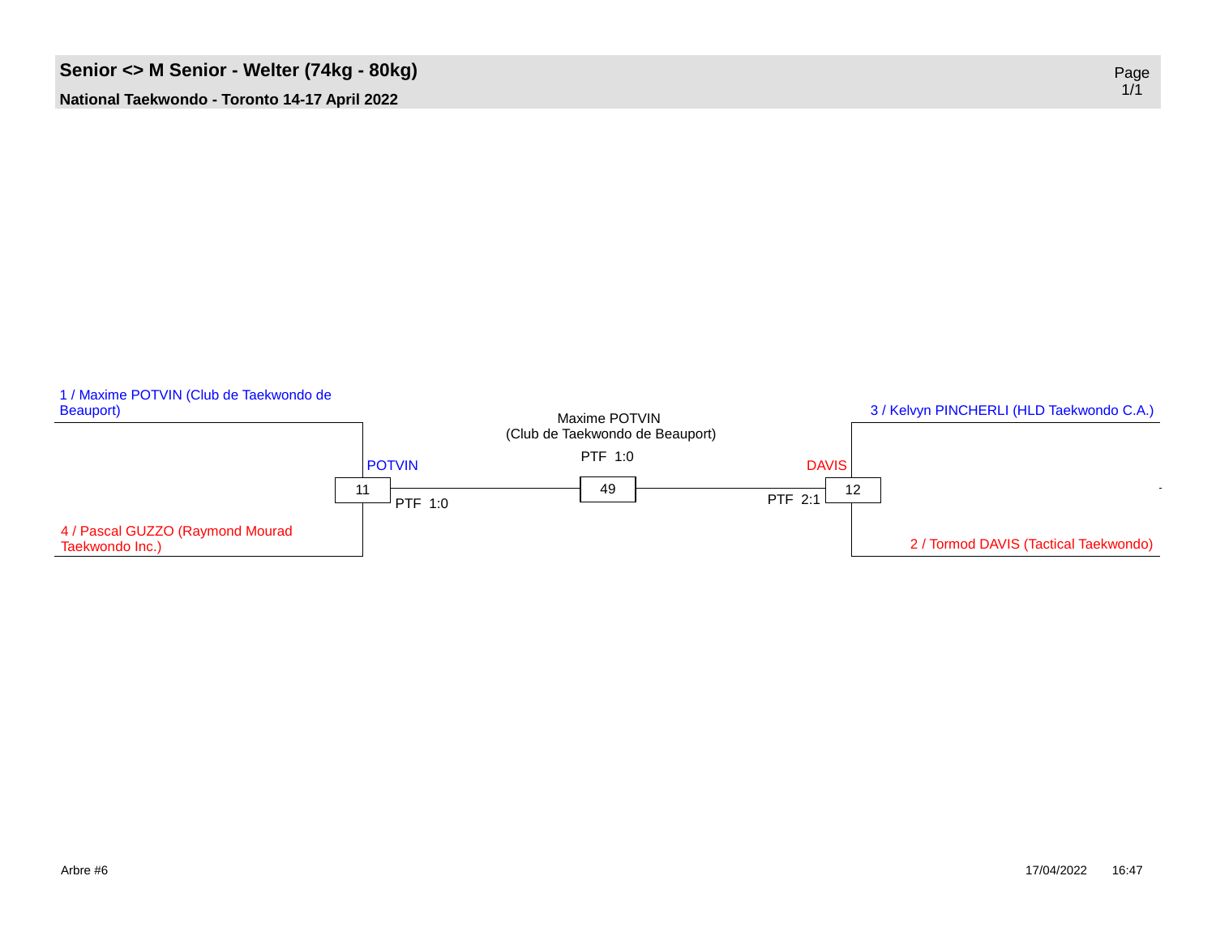# Senior <> M Senior - Welter (74kg - 80kg)

**National Taekwondo - Toronto 14-17 April 2022**

1 / Maxime POTVIN (Club de Taekwondo de Beauport)

4 / Pascal GUZZO (Raymond Mourad Taekwondo Inc.)

Match 11: POTVIN — PTF 1:0

3 / Kelvyn PINCHERLI (HLD Taekwondo C.A.)

2 / Tormod DAVIS (Tactical Taekwondo)

Match 12: DAVIS — PTF 2:1

Match 49: Maxime POTVIN (Club de Taekwondo de Beauport) — PTF 1:0

Arbre #6

17/04/2022 16:47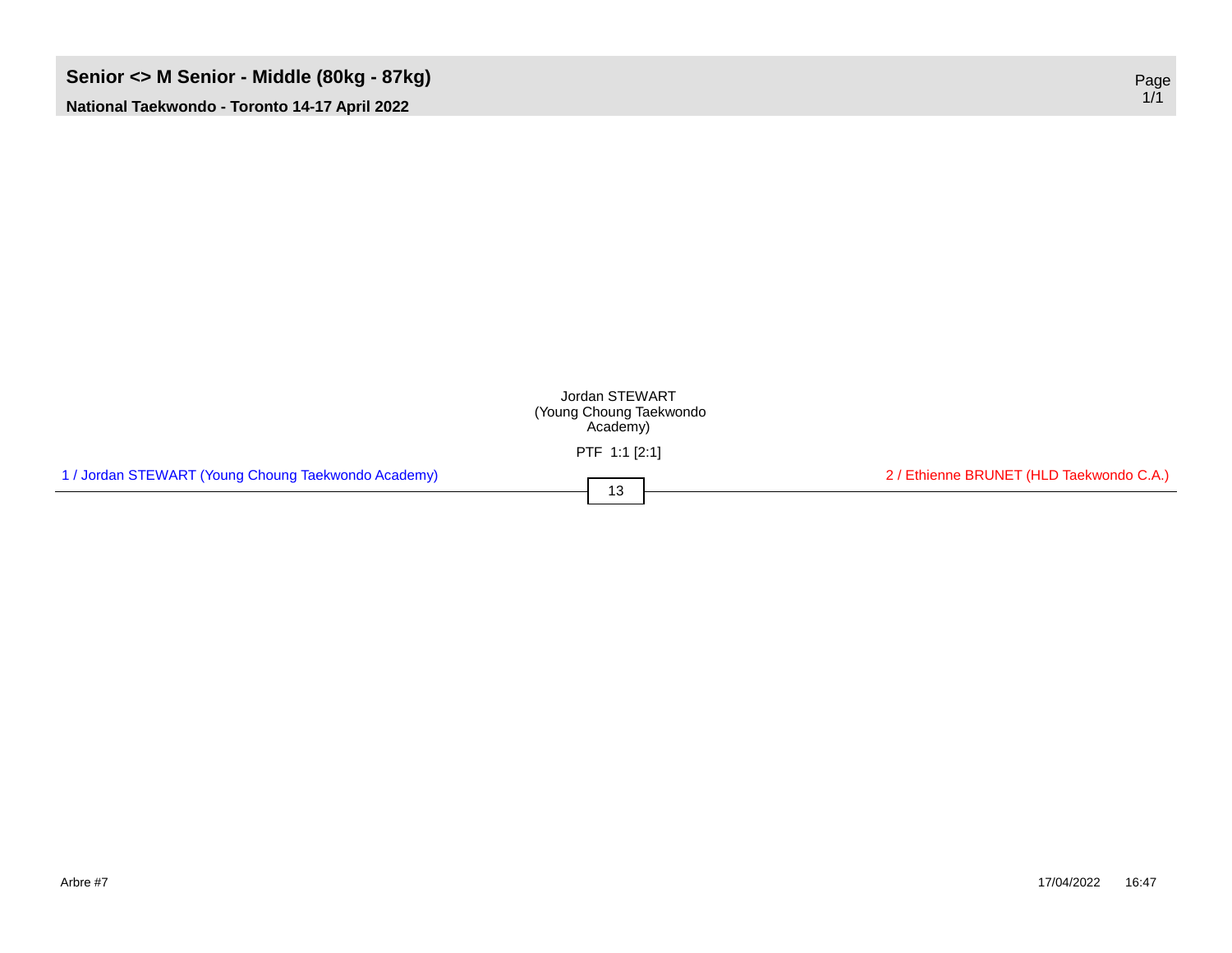## Senior <> M Senior - Middle (80kg - 87kg)

**National Taekwondo - Toronto 14-17 April 2022**

Jordan STEWART (Young Choung Taekwondo Academy)

PTF 1:1 [2:1]

1 / Jordan STEWART (Young Choung Taekwondo Academy)

13

2 / Ethienne BRUNET (HLD Taekwondo C.A.)

Arbre #7

17/04/2022 16:47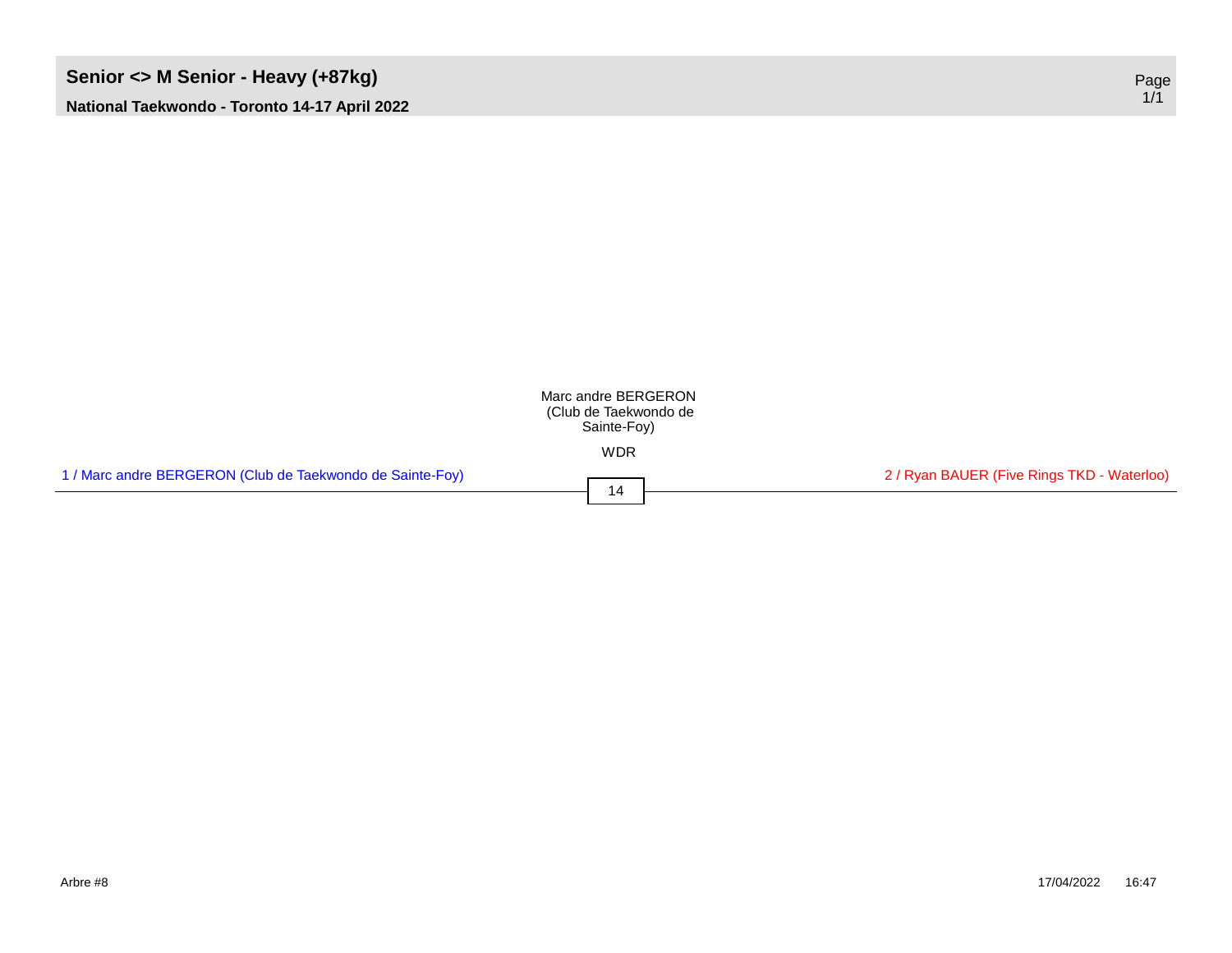# Senior <> M Senior - Heavy (+87kg)

**National Taekwondo - Toronto 14-17 April 2022**

Marc andre BERGERON (Club de Taekwondo de Sainte-Foy)

WDR

1 / Marc andre BERGERON (Club de Taekwondo de Sainte-Foy)

14

2 / Ryan BAUER (Five Rings TKD - Waterloo)

Arbre #8

17/04/2022 16:47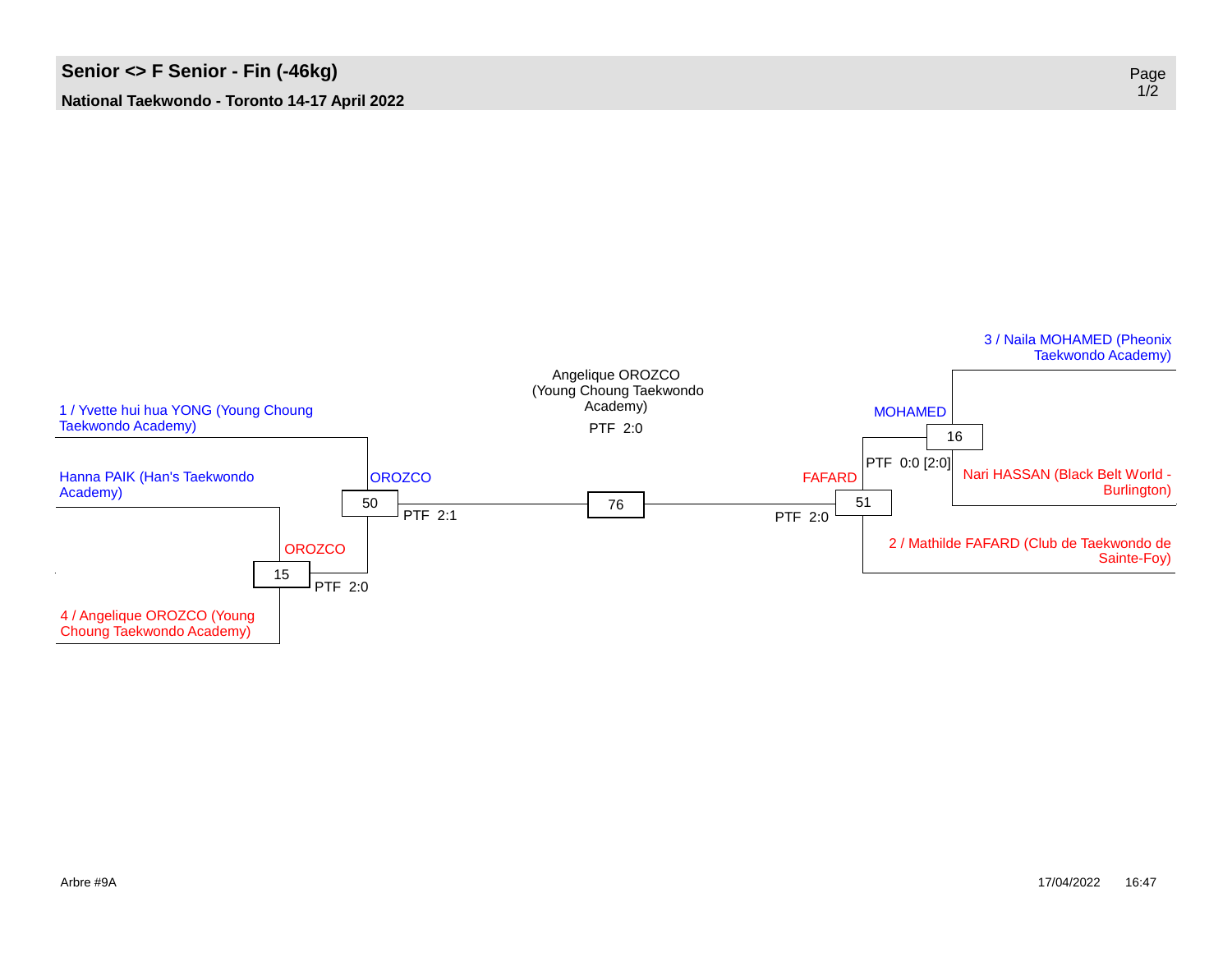# Senior <> F Senior - Fin (-46kg)

**National Taekwondo - Toronto 14-17 April 2022**

Angelique OROZCO (Young Choung Taekwondo Academy)

PTF 2:0

1 / Yvette hui hua YONG (Young Choung Taekwondo Academy)

Hanna PAIK (Han's Taekwondo Academy)

OROZCO

50

PTF 2:1

76

OROZCO

15

PTF 2:0

4 / Angelique OROZCO (Young Choung Taekwondo Academy)

3 / Naila MOHAMED (Pheonix Taekwondo Academy)

MOHAMED

16

PTF 0:0 [2:0]

Nari HASSAN (Black Belt World - Burlington)

FAFARD

51

PTF 2:0

2 / Mathilde FAFARD (Club de Taekwondo de Sainte-Foy)

Arbre #9A

17/04/2022 16:47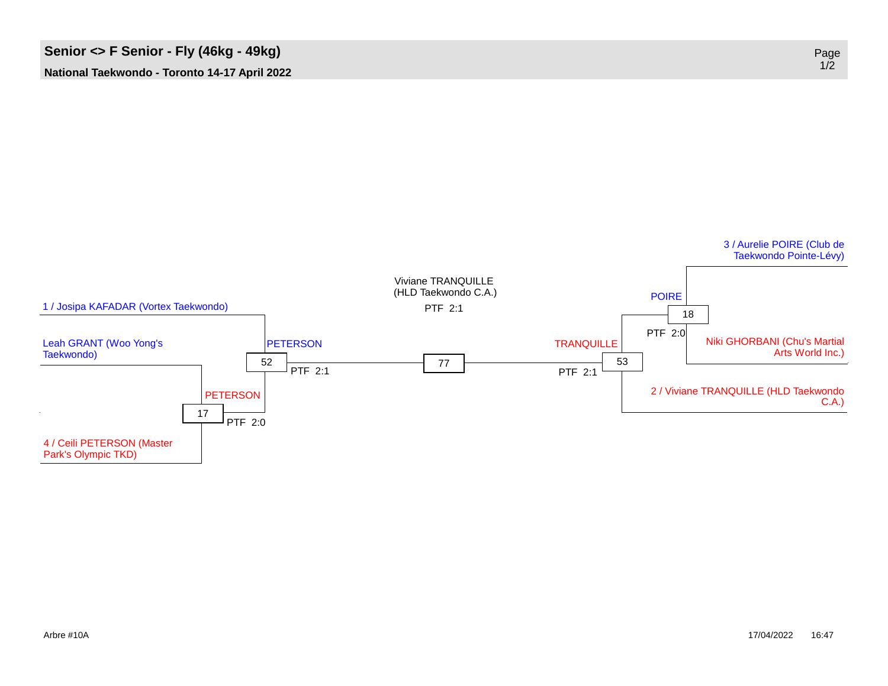## Senior <> F Senior - Fly (46kg - 49kg)

**National Taekwondo - Toronto 14-17 April 2022**

1 / Josipa KAFADAR (Vortex Taekwondo)

Leah GRANT (Woo Yong's Taekwondo)

4 / Ceili PETERSON (Master Park's Olympic TKD)

17 — PETERSON — PTF 2:0

52 — PETERSON — PTF 2:1

77 — Viviane TRANQUILLE (HLD Taekwondo C.A.) — PTF 2:1

53 — TRANQUILLE — PTF 2:1

18 — POIRE — PTF 2:0

3 / Aurelie POIRE (Club de Taekwondo Pointe-Lévy)

Niki GHORBANI (Chu's Martial Arts World Inc.)

2 / Viviane TRANQUILLE (HLD Taekwondo C.A.)

Arbre #10A

17/04/2022 16:47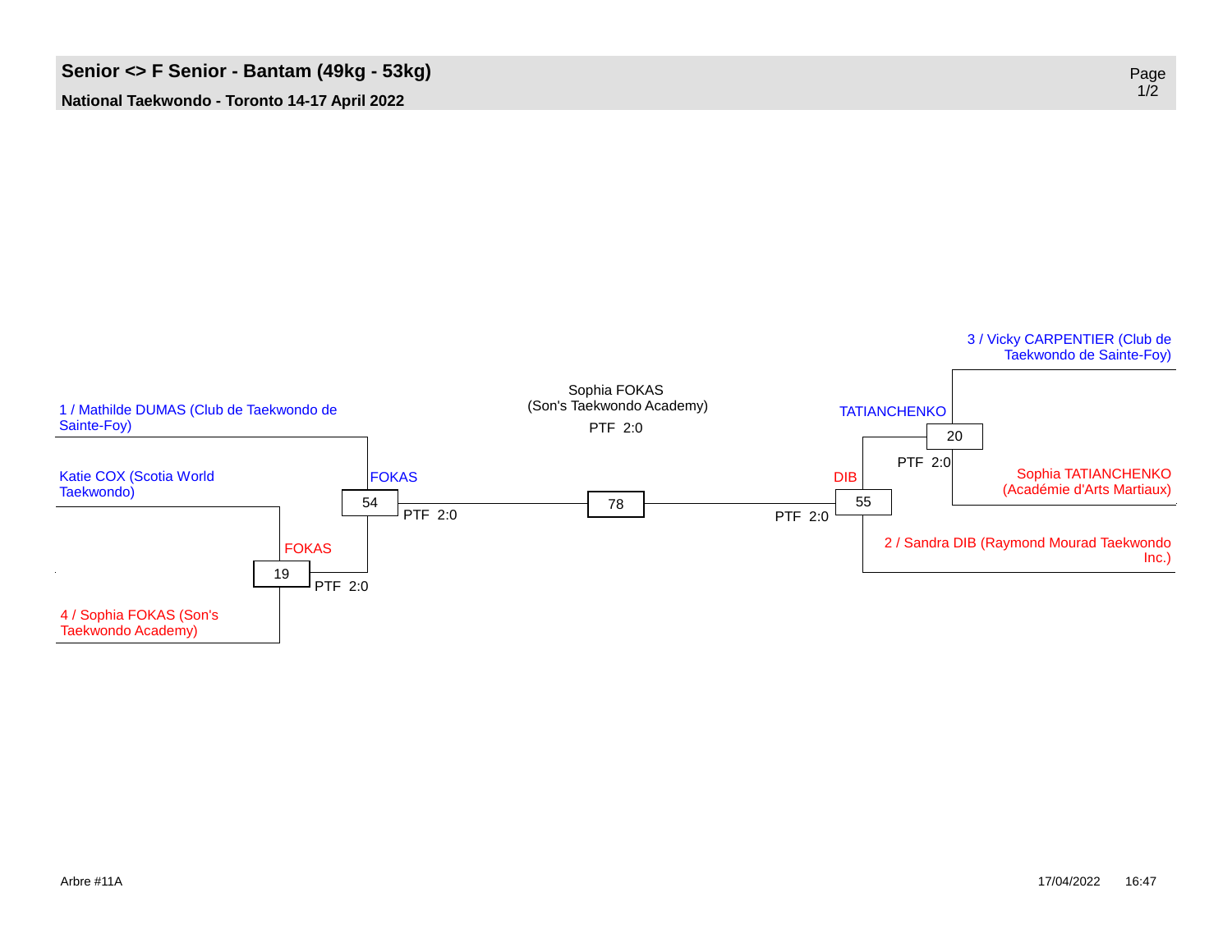# Senior <> F Senior - Bantam (49kg - 53kg)

**National Taekwondo - Toronto 14-17 April 2022**

3 / Vicky CARPENTIER (Club de Taekwondo de Sainte-Foy)

Sophia FOKAS
(Son's Taekwondo Academy)

PTF 2:0

1 / Mathilde DUMAS (Club de Taekwondo de Sainte-Foy)

TATIANCHENKO

20

PTF 2:0

Katie COX (Scotia World Taekwondo)

FOKAS

DIB

Sophia TATIANCHENKO (Académie d'Arts Martiaux)

54

78

55

PTF 2:0

PTF 2:0

FOKAS

2 / Sandra DIB (Raymond Mourad Taekwondo Inc.)

19

PTF 2:0

4 / Sophia FOKAS (Son's Taekwondo Academy)

Arbre #11A

17/04/2022 16:47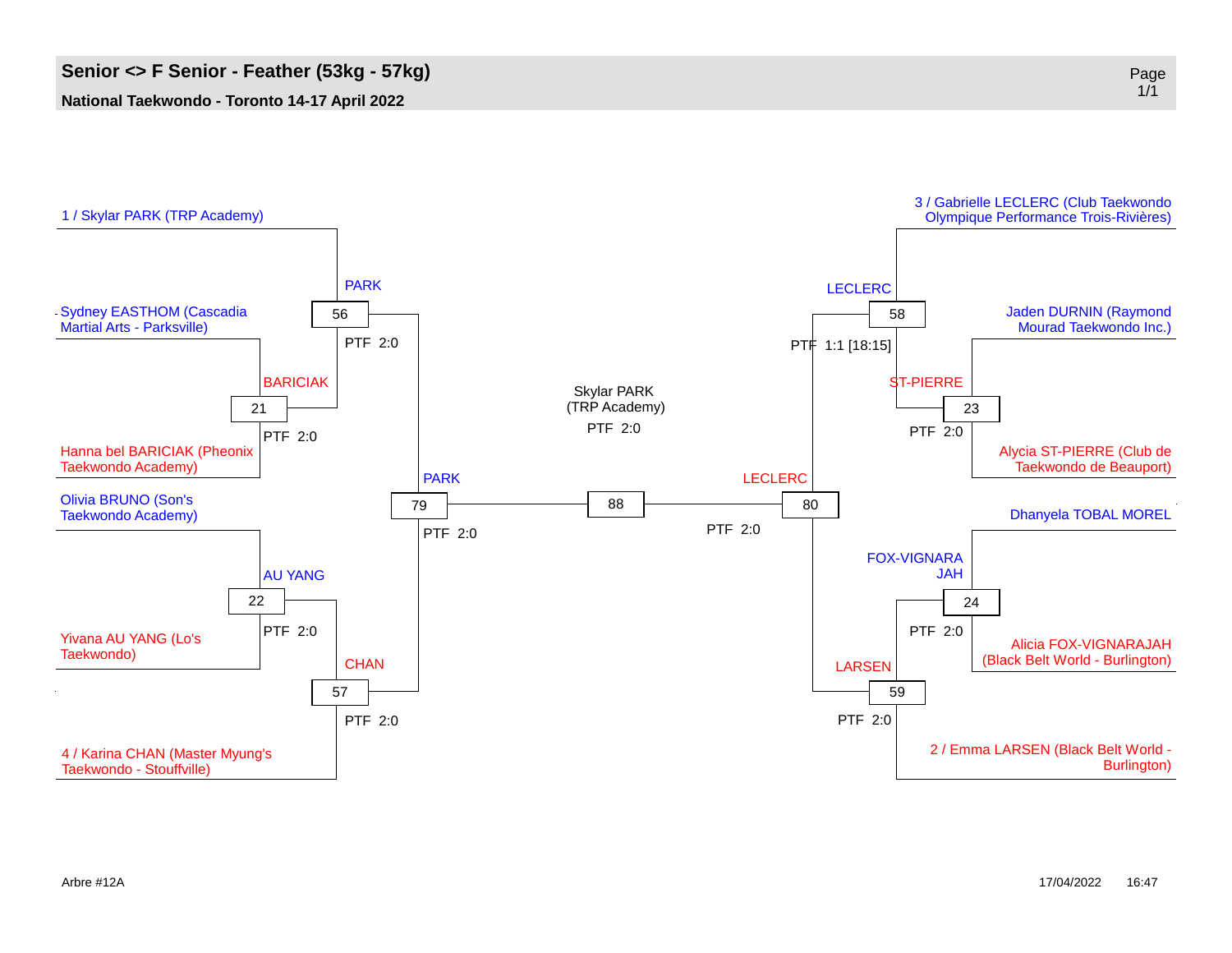# Senior <> F Senior - Feather (53kg - 57kg)

**National Taekwondo - Toronto 14-17 April 2022**

## Left side of bracket

1 / Skylar PARK (TRP Academy)

Sydney EASTHOM (Cascadia Martial Arts - Parksville)

Hanna bel BARICIAK (Pheonix Taekwondo Academy)

Olivia BRUNO (Son's Taekwondo Academy)

Yivana AU YANG (Lo's Taekwondo)

4 / Karina CHAN (Master Myung's Taekwondo - Stouffville)

| Match | Winner | Result |
|---|---|---|
| 21 | BARICIAK | PTF 2:0 |
| 22 | AU YANG | PTF 2:0 |
| 56 | PARK | PTF 2:0 |
| 57 | CHAN | PTF 2:0 |
| 79 | PARK | PTF 2:0 |

## Right side of bracket

3 / Gabrielle LECLERC (Club Taekwondo Olympique Performance Trois-Rivières)

Jaden DURNIN (Raymond Mourad Taekwondo Inc.)

Alycia ST-PIERRE (Club de Taekwondo de Beauport)

Dhanyela TOBAL MOREL

Alicia FOX-VIGNARAJAH (Black Belt World - Burlington)

2 / Emma LARSEN (Black Belt World - Burlington)

| Match | Winner | Result |
|---|---|---|
| 23 | ST-PIERRE | PTF 2:0 |
| 24 | FOX-VIGNARAJAH | PTF 2:0 |
| 58 | LECLERC | PTF 1:1 [18:15] |
| 59 | LARSEN | PTF 2:0 |
| 80 | LECLERC | PTF 2:0 |

## Final

| Match | Winner | Result |
|---|---|---|
| 88 | Skylar PARK (TRP Academy) | PTF 2:0 |

Arbre #12A

17/04/2022 16:47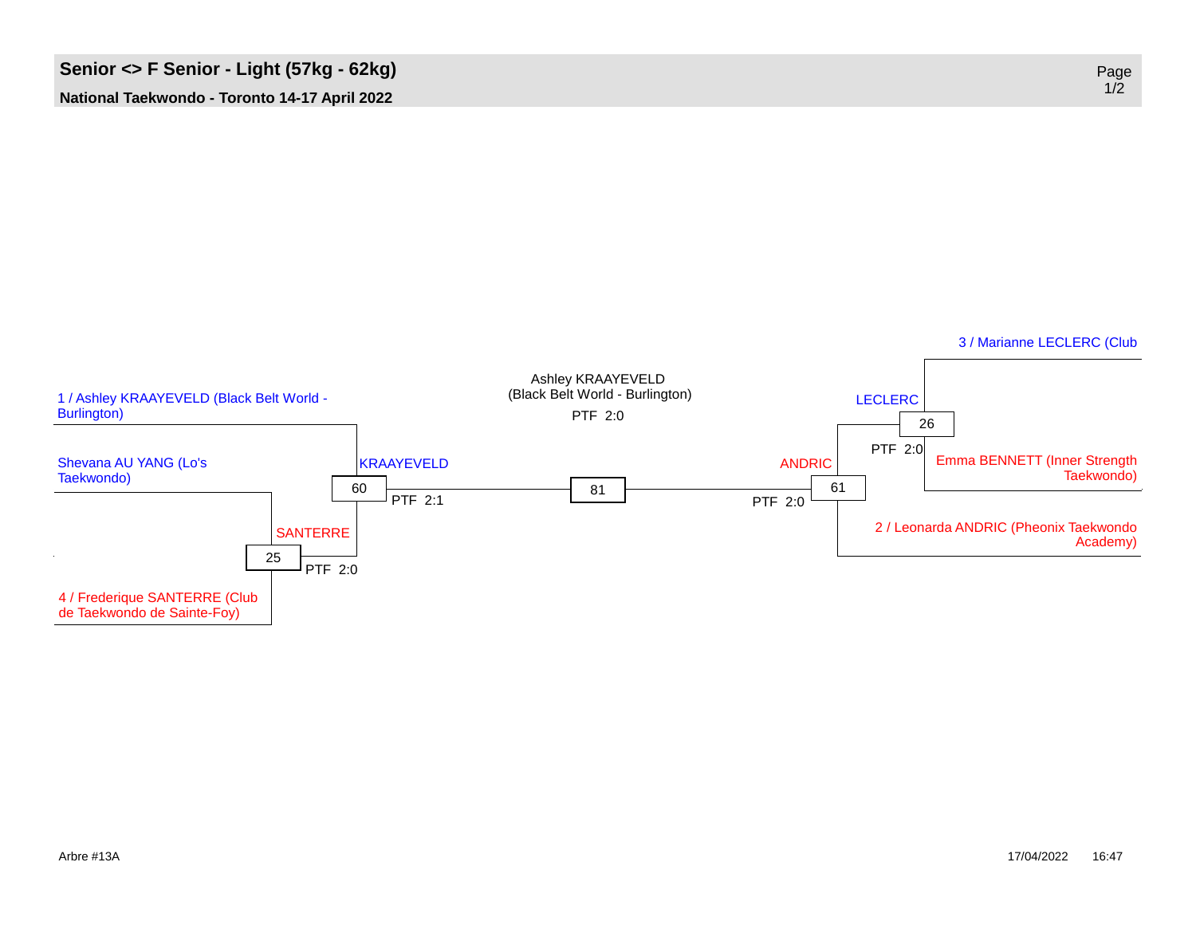# Senior <> F Senior - Light (57kg - 62kg)

**National Taekwondo - Toronto 14-17 April 2022**

1 / Ashley KRAAYEVELD (Black Belt World - Burlington)

Shevana AU YANG (Lo's Taekwondo)

4 / Frederique SANTERRE (Club de Taekwondo de Sainte-Foy)

25 — SANTERRE — PTF 2:0

60 — KRAAYEVELD — PTF 2:1

81 — Ashley KRAAYEVELD (Black Belt World - Burlington) — PTF 2:0

61 — ANDRIC — PTF 2:0

26 — LECLERC — PTF 2:0

3 / Marianne LECLERC (Club

Emma BENNETT (Inner Strength Taekwondo)

2 / Leonarda ANDRIC (Pheonix Taekwondo Academy)

Arbre #13A

17/04/2022 16:47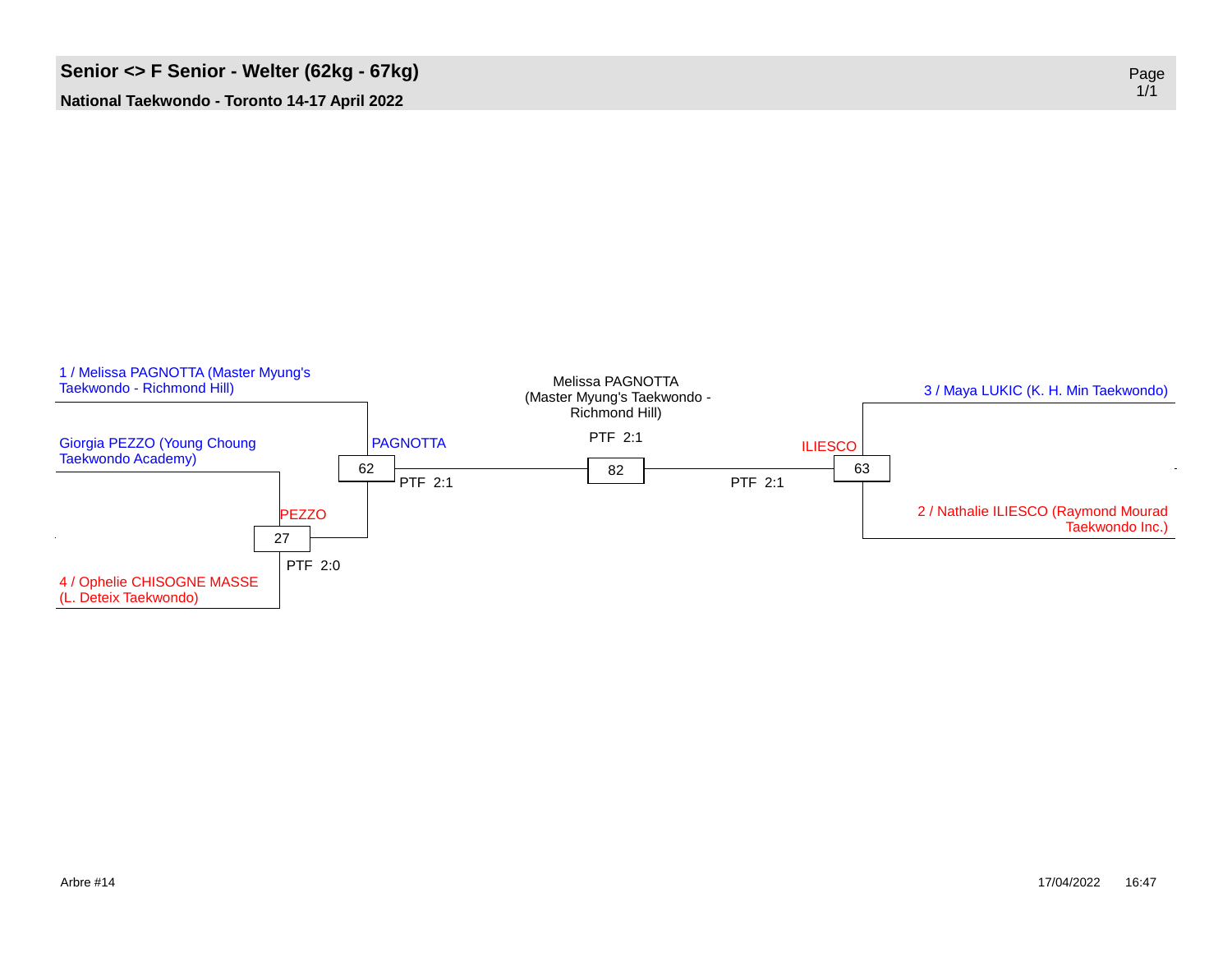# Senior <> F Senior - Welter (62kg - 67kg)

**National Taekwondo - Toronto 14-17 April 2022**

1 / Melissa PAGNOTTA (Master Myung's Taekwondo - Richmond Hill)

Giorgia PEZZO (Young Choung Taekwondo Academy)

4 / Ophelie CHISOGNE MASSE (L. Deteix Taekwondo)

3 / Maya LUKIC (K. H. Min Taekwondo)

2 / Nathalie ILIESCO (Raymond Mourad Taekwondo Inc.)

| Match | Winner | Result |
|---|---|---|
| 27 | PEZZO | PTF 2:0 |
| 62 | PAGNOTTA | PTF 2:1 |
| 63 | ILIESCO | PTF 2:1 |
| 82 | Melissa PAGNOTTA (Master Myung's Taekwondo - Richmond Hill) | PTF 2:1 |

Arbre #14

17/04/2022 16:47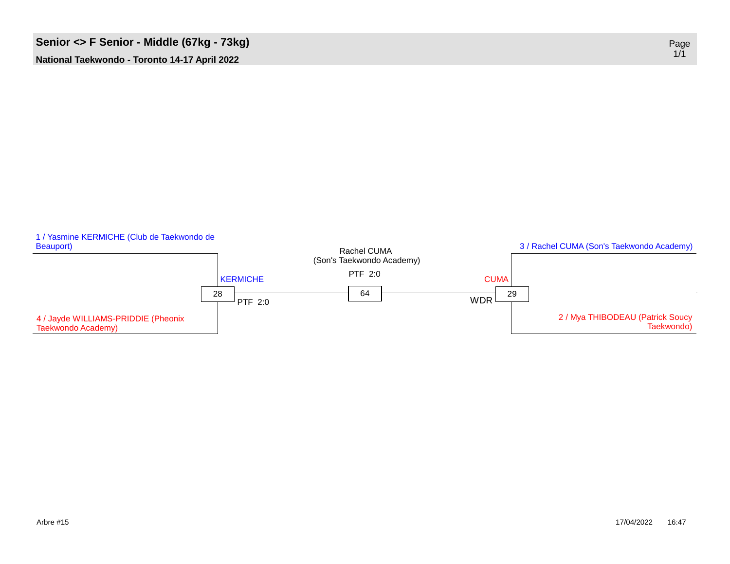# Senior <> F Senior - Middle (67kg - 73kg)

**National Taekwondo - Toronto 14-17 April 2022**

1 / Yasmine KERMICHE (Club de Taekwondo de Beauport)

4 / Jayde WILLIAMS-PRIDDIE (Pheonix Taekwondo Academy)

Match 28: KERMICHE — PTF 2:0

3 / Rachel CUMA (Son's Taekwondo Academy)

2 / Mya THIBODEAU (Patrick Soucy Taekwondo)

Match 29: CUMA — WDR

Match 64: Rachel CUMA (Son's Taekwondo Academy) — PTF 2:0

Arbre #15

17/04/2022 16:47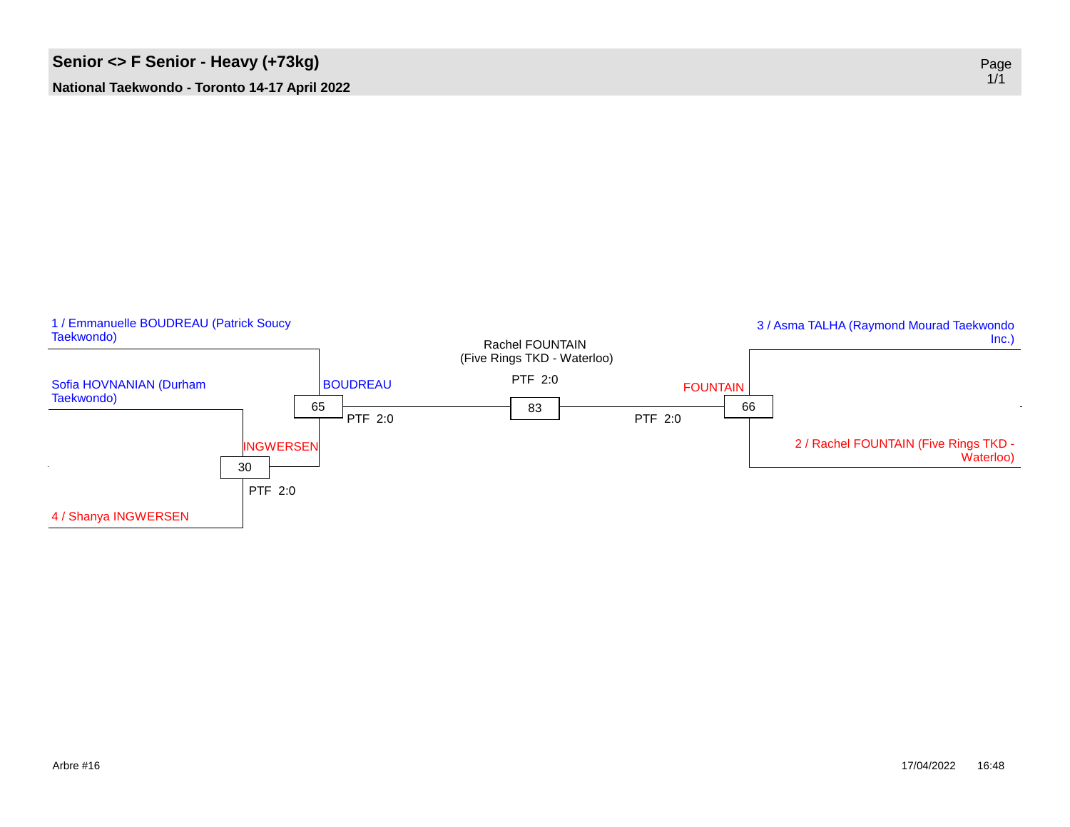# Senior <> F Senior - Heavy (+73kg)

**National Taekwondo - Toronto 14-17 April 2022**

1 / Emmanuelle BOUDREAU (Patrick Soucy Taekwondo)

Sofia HOVNANIAN (Durham Taekwondo)

4 / Shanya INGWERSEN

INGWERSEN

30

PTF 2:0

BOUDREAU

65

PTF 2:0

Rachel FOUNTAIN
(Five Rings TKD - Waterloo)

PTF 2:0

83

PTF 2:0

FOUNTAIN

66

3 / Asma TALHA (Raymond Mourad Taekwondo Inc.)

-

2 / Rachel FOUNTAIN (Five Rings TKD - Waterloo)

Arbre #16

17/04/2022 16:48